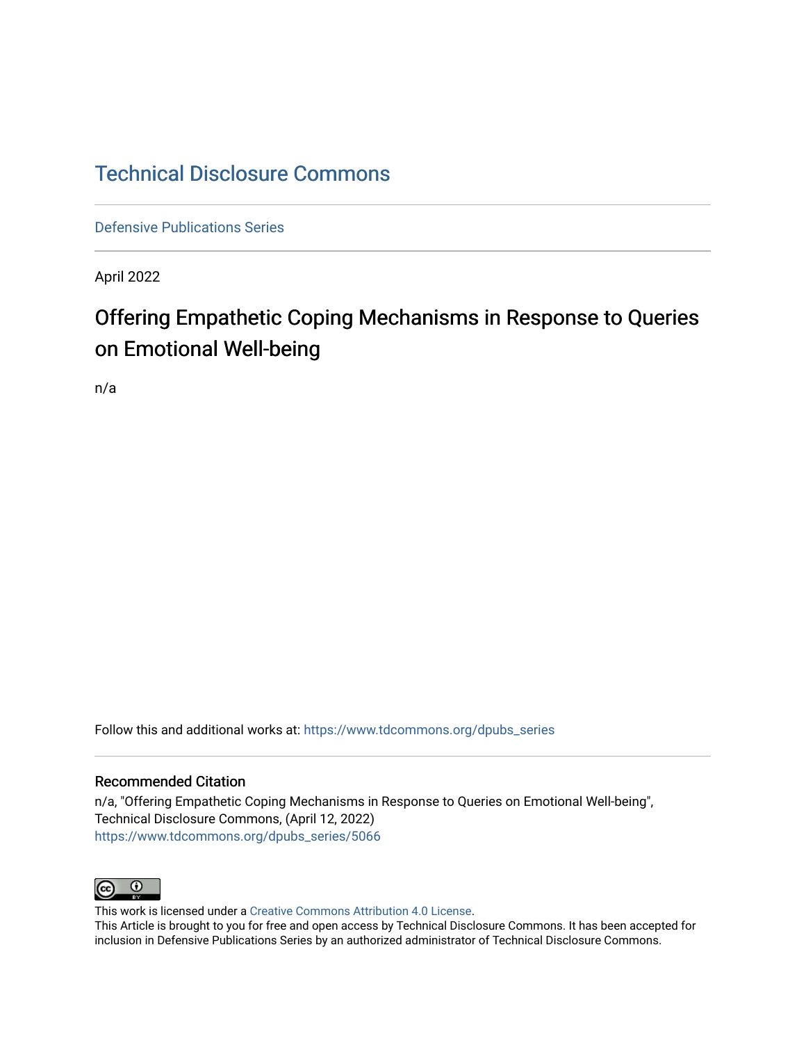# Technical Disclosure Commons

Defensive Publications Series

April 2022

## Offering Empathetic Coping Mechanisms in Response to Queries on Emotional Well-being

n/a

Follow this and additional works at: https://www.tdcommons.org/dpubs_series

### Recommended Citation

n/a, "Offering Empathetic Coping Mechanisms in Response to Queries on Emotional Well-being", Technical Disclosure Commons, (April 12, 2022)
https://www.tdcommons.org/dpubs_series/5066

This work is licensed under a Creative Commons Attribution 4.0 License.
This Article is brought to you for free and open access by Technical Disclosure Commons. It has been accepted for inclusion in Defensive Publications Series by an authorized administrator of Technical Disclosure Commons.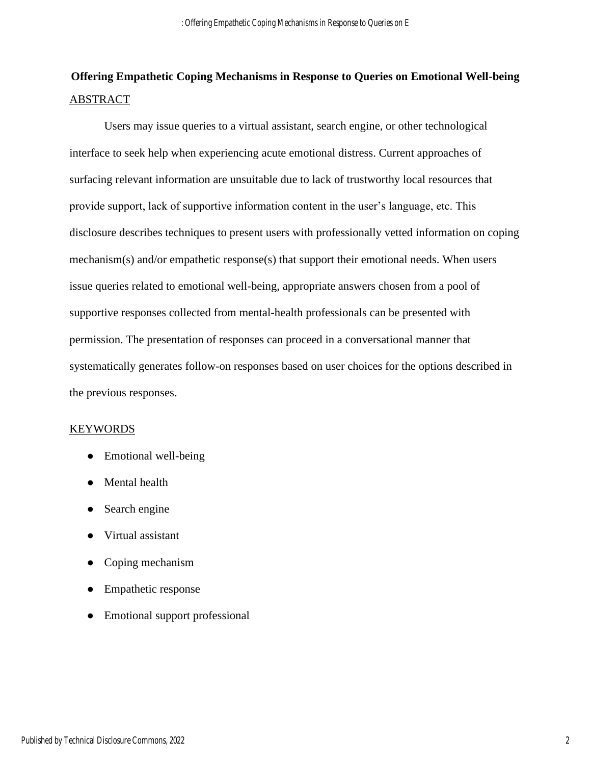# Offering Empathetic Coping Mechanisms in Response to Queries on Emotional Well-being

## ABSTRACT

Users may issue queries to a virtual assistant, search engine, or other technological interface to seek help when experiencing acute emotional distress. Current approaches of surfacing relevant information are unsuitable due to lack of trustworthy local resources that provide support, lack of supportive information content in the user's language, etc. This disclosure describes techniques to present users with professionally vetted information on coping mechanism(s) and/or empathetic response(s) that support their emotional needs. When users issue queries related to emotional well-being, appropriate answers chosen from a pool of supportive responses collected from mental-health professionals can be presented with permission. The presentation of responses can proceed in a conversational manner that systematically generates follow-on responses based on user choices for the options described in the previous responses.

## KEYWORDS

- Emotional well-being
- Mental health
- Search engine
- Virtual assistant
- Coping mechanism
- Empathetic response
- Emotional support professional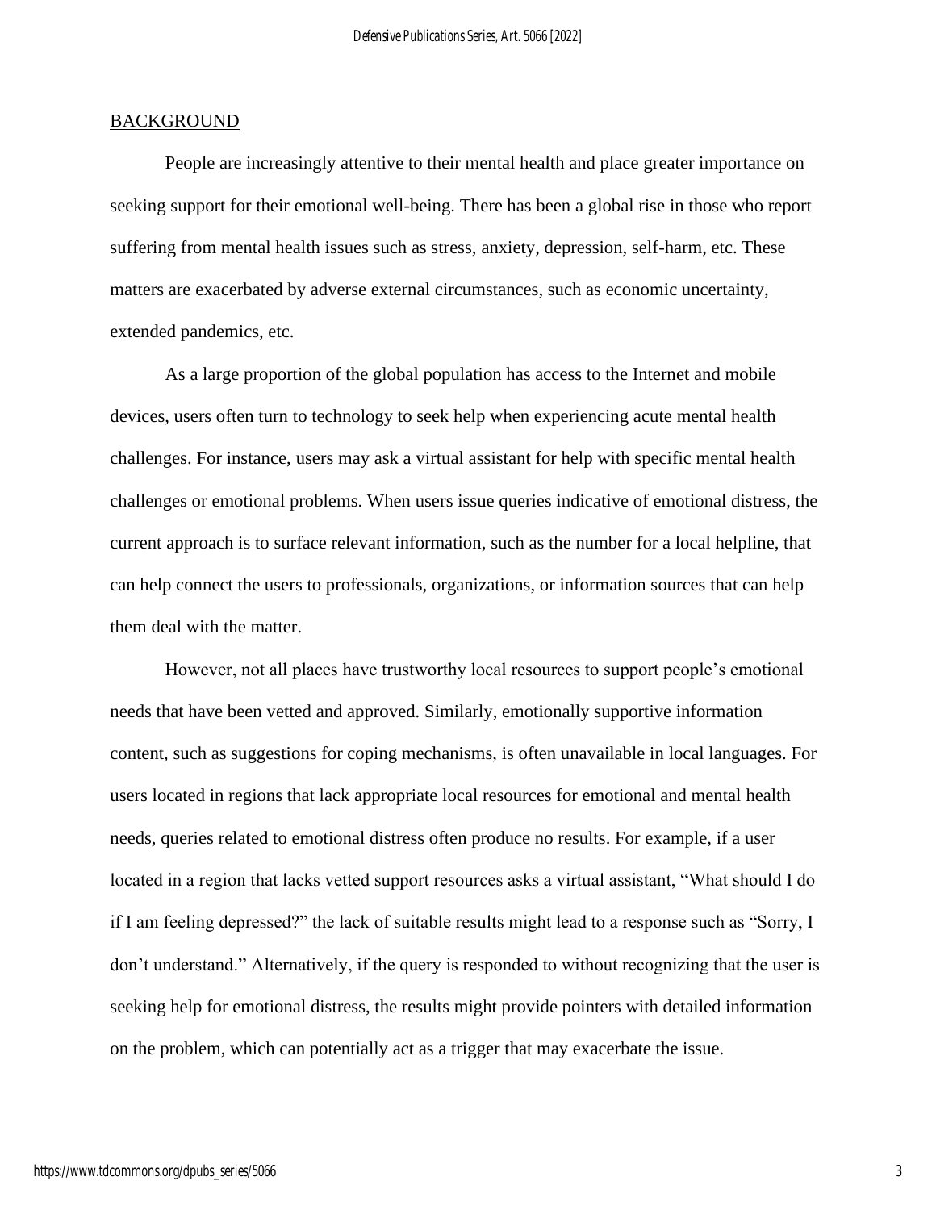## BACKGROUND

People are increasingly attentive to their mental health and place greater importance on seeking support for their emotional well-being. There has been a global rise in those who report suffering from mental health issues such as stress, anxiety, depression, self-harm, etc. These matters are exacerbated by adverse external circumstances, such as economic uncertainty, extended pandemics, etc.

As a large proportion of the global population has access to the Internet and mobile devices, users often turn to technology to seek help when experiencing acute mental health challenges. For instance, users may ask a virtual assistant for help with specific mental health challenges or emotional problems. When users issue queries indicative of emotional distress, the current approach is to surface relevant information, such as the number for a local helpline, that can help connect the users to professionals, organizations, or information sources that can help them deal with the matter.

However, not all places have trustworthy local resources to support people's emotional needs that have been vetted and approved. Similarly, emotionally supportive information content, such as suggestions for coping mechanisms, is often unavailable in local languages. For users located in regions that lack appropriate local resources for emotional and mental health needs, queries related to emotional distress often produce no results. For example, if a user located in a region that lacks vetted support resources asks a virtual assistant, "What should I do if I am feeling depressed?" the lack of suitable results might lead to a response such as "Sorry, I don't understand." Alternatively, if the query is responded to without recognizing that the user is seeking help for emotional distress, the results might provide pointers with detailed information on the problem, which can potentially act as a trigger that may exacerbate the issue.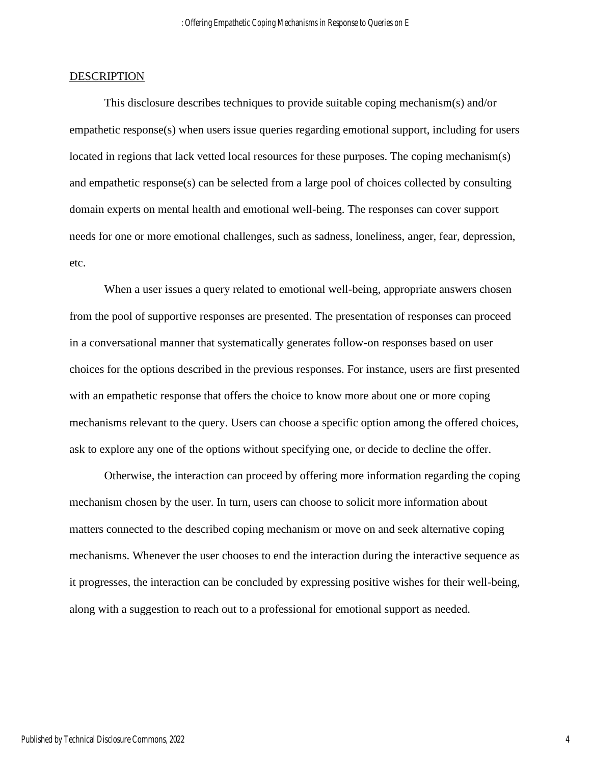## DESCRIPTION

This disclosure describes techniques to provide suitable coping mechanism(s) and/or empathetic response(s) when users issue queries regarding emotional support, including for users located in regions that lack vetted local resources for these purposes. The coping mechanism(s) and empathetic response(s) can be selected from a large pool of choices collected by consulting domain experts on mental health and emotional well-being. The responses can cover support needs for one or more emotional challenges, such as sadness, loneliness, anger, fear, depression, etc.

When a user issues a query related to emotional well-being, appropriate answers chosen from the pool of supportive responses are presented. The presentation of responses can proceed in a conversational manner that systematically generates follow-on responses based on user choices for the options described in the previous responses. For instance, users are first presented with an empathetic response that offers the choice to know more about one or more coping mechanisms relevant to the query. Users can choose a specific option among the offered choices, ask to explore any one of the options without specifying one, or decide to decline the offer.

Otherwise, the interaction can proceed by offering more information regarding the coping mechanism chosen by the user. In turn, users can choose to solicit more information about matters connected to the described coping mechanism or move on and seek alternative coping mechanisms. Whenever the user chooses to end the interaction during the interactive sequence as it progresses, the interaction can be concluded by expressing positive wishes for their well-being, along with a suggestion to reach out to a professional for emotional support as needed.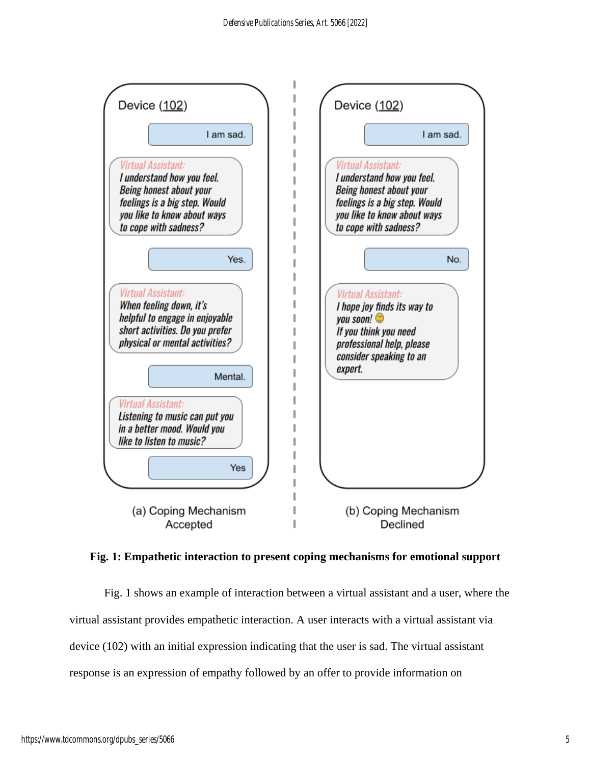Device (102)

I am sad.

*Virtual Assistant:*
*I understand how you feel. Being honest about your feelings is a big step. Would you like to know about ways to cope with sadness?*

Yes.

*Virtual Assistant:*
*When feeling down, it's helpful to engage in enjoyable short activities. Do you prefer physical or mental activities?*

Mental.

*Virtual Assistant:*
*Listening to music can put you in a better mood. Would you like to listen to music?*

Yes

(a) Coping Mechanism Accepted

Device (102)

I am sad.

*Virtual Assistant:*
*I understand how you feel. Being honest about your feelings is a big step. Would you like to know about ways to cope with sadness?*

No.

*Virtual Assistant:*
*I hope joy finds its way to you soon! 😊*
*If you think you need professional help, please consider speaking to an expert.*

(b) Coping Mechanism Declined

**Fig. 1: Empathetic interaction to present coping mechanisms for emotional support**

Fig. 1 shows an example of interaction between a virtual assistant and a user, where the virtual assistant provides empathetic interaction. A user interacts with a virtual assistant via device (102) with an initial expression indicating that the user is sad. The virtual assistant response is an expression of empathy followed by an offer to provide information on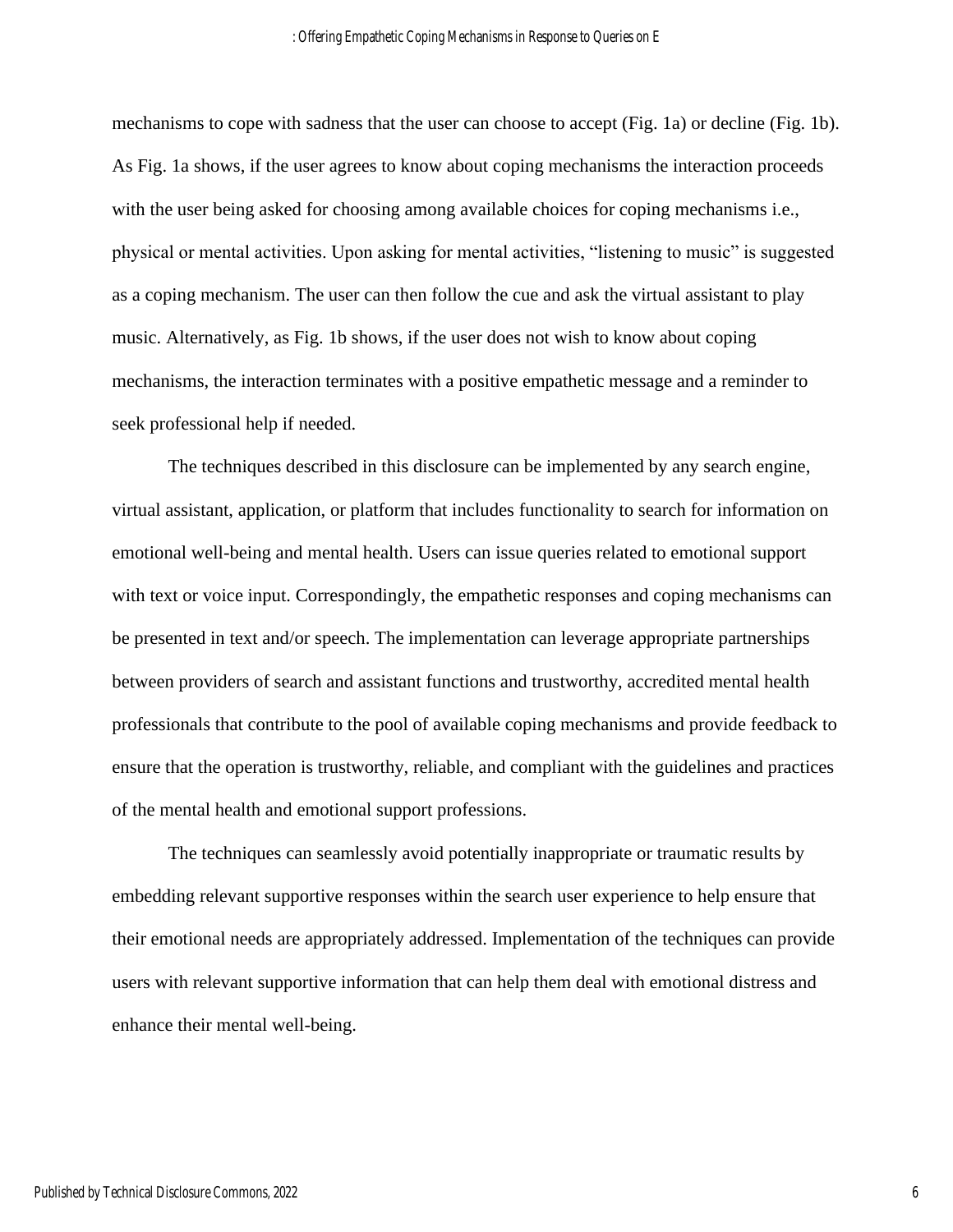mechanisms to cope with sadness that the user can choose to accept (Fig. 1a) or decline (Fig. 1b). As Fig. 1a shows, if the user agrees to know about coping mechanisms the interaction proceeds with the user being asked for choosing among available choices for coping mechanisms i.e., physical or mental activities. Upon asking for mental activities, "listening to music" is suggested as a coping mechanism. The user can then follow the cue and ask the virtual assistant to play music. Alternatively, as Fig. 1b shows, if the user does not wish to know about coping mechanisms, the interaction terminates with a positive empathetic message and a reminder to seek professional help if needed.

The techniques described in this disclosure can be implemented by any search engine, virtual assistant, application, or platform that includes functionality to search for information on emotional well-being and mental health. Users can issue queries related to emotional support with text or voice input. Correspondingly, the empathetic responses and coping mechanisms can be presented in text and/or speech. The implementation can leverage appropriate partnerships between providers of search and assistant functions and trustworthy, accredited mental health professionals that contribute to the pool of available coping mechanisms and provide feedback to ensure that the operation is trustworthy, reliable, and compliant with the guidelines and practices of the mental health and emotional support professions.

The techniques can seamlessly avoid potentially inappropriate or traumatic results by embedding relevant supportive responses within the search user experience to help ensure that their emotional needs are appropriately addressed. Implementation of the techniques can provide users with relevant supportive information that can help them deal with emotional distress and enhance their mental well-being.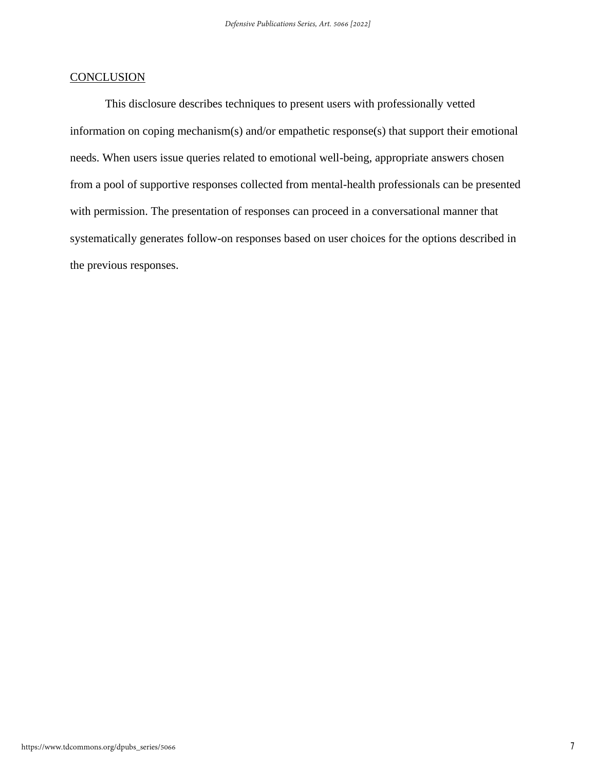## CONCLUSION

This disclosure describes techniques to present users with professionally vetted information on coping mechanism(s) and/or empathetic response(s) that support their emotional needs. When users issue queries related to emotional well-being, appropriate answers chosen from a pool of supportive responses collected from mental-health professionals can be presented with permission. The presentation of responses can proceed in a conversational manner that systematically generates follow-on responses based on user choices for the options described in the previous responses.